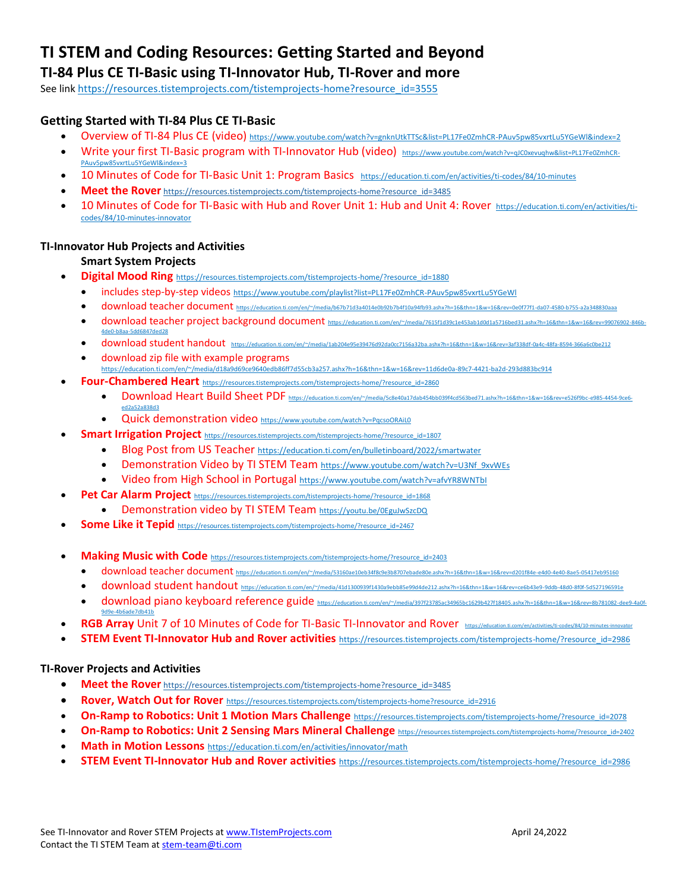# TI STEM and Coding Resources: Getting Started and Beyond

## TI-84 Plus CE TI-Basic using TI-Innovator Hub, TI-Rover and more

See link https://resources.tistemprojects.com/tistemprojects-home?resource_id=3555

### Getting Started with TI-84 Plus CE TI-Basic

- Overview of TI-84 Plus CE (video) https://www.youtube.com/watch?v=gnknUtkTTSc&list=PL17Fe0ZmhCR-PAuv5pw85vxrtLu5YGeWl&index=2
- Write your first TI-Basic program with TI-Innovator Hub (video) https://www.youtube.com/watch?v=qJC0xevuqhw&list=PL17Fe0ZmhCR-PAuv5pw85vxrtLu5YGeWl&index=3
- 10 Minutes of Code for TI-Basic Unit 1: Program Basics https://education.ti.com/en/activities/ti-codes/84/10-minutes
- **Meet the Rover** https://resources.tistemprojects.com/tistemprojects-home?resource_id=3485
- 10 Minutes of Code for TI-Basic with Hub and Rover Unit 1: Hub and Unit 4: Rover https://education.ti.com/en/activities/ti-codes/84/10-minutes-innovator

### TI-Innovator Hub Projects and Activities

**Smart System Projects**

- **Digital Mood Ring** https://resources.tistemprojects.com/tistemprojects-home/?resource_id=1880
  - includes step-by-step videos https://www.youtube.com/playlist?list=PL17Fe0ZmhCR-PAuv5pw85vxrtLu5YGeWl
  - download teacher document https://education.ti.com/en/~/media/b67b71d3a4014e0b92b7b4f10a94fb93.ashx?h=16&thn=1&w=16&rev=0e0f77f1-da07-4580-b755-a2a348830aaa
  - download teacher project background document https://education.ti.com/en/~/media/7615f1d39c1e453ab1d0d1a5716bed31.ashx?h=16&thn=1&w=16&rev=99076902-846b-4de0-b8aa-5dd6847ded28
  - download student handout https://education.ti.com/en/~/media/1ab204e95e39476d92da0cc7156a32ba.ashx?h=16&thn=1&w=16&rev=3af338df-0a4c-48fa-8594-366a6c0be212
  - download zip file with example programs https://education.ti.com/en/~/media/d18a9d69ce9640edb86ff7d55cb3a257.ashx?h=16&thn=1&w=16&rev=11d6de0a-89c7-4421-ba2d-293d883bc914
- **Four-Chambered Heart** https://resources.tistemprojects.com/tistemprojects-home/?resource_id=2860
  - Download Heart Build Sheet PDF https://education.ti.com/en/~/media/5c8e40a17dab454bb039f4cd563bed71.ashx?h=16&thn=1&w=16&rev=e526f9bc-e985-4454-9ce6-ed2a52a838d3
  - Quick demonstration video https://www.youtube.com/watch?v=PqcsoORAiL0
- **Smart Irrigation Project** https://resources.tistemprojects.com/tistemprojects-home/?resource_id=1807
  - Blog Post from US Teacher https://education.ti.com/en/bulletinboard/2022/smartwater
  - Demonstration Video by TI STEM Team https://www.youtube.com/watch?v=U3Nf_9xvWEs
  - Video from High School in Portugal https://www.youtube.com/watch?v=afvYR8WNTbI
- **Pet Car Alarm Project** https://resources.tistemprojects.com/tistemprojects-home/?resource_id=1868
  - Demonstration video by TI STEM Team https://youtu.be/0EguJwSzcDQ
- **Some Like it Tepid** https://resources.tistemprojects.com/tistemprojects-home/?resource_id=2467
- **Making Music with Code** https://resources.tistemprojects.com/tistemprojects-home/?resource_id=2403
  - download teacher document https://education.ti.com/en/~/media/53160ae10eb34f8c9e3b8707ebade80e.ashx?h=16&thn=1&w=16&rev=d201f84e-e4d0-4e40-8ae5-05417eb95160
  - download student handout https://education.ti.com/en/~/media/41d1300939f1430a9ebb85e99d4de212.ashx?h=16&thn=1&w=16&rev=ce6b43e9-9ddb-48d0-8f0f-5d527196591e
  - download piano keyboard reference guide https://education.ti.com/en/~/media/397f23785ac34965bc1629b427f18405.ashx?h=16&thn=1&w=16&rev=8b781082-dee9-4a0f-9d9e-4b6ade7db41b
- **RGB Array** Unit 7 of 10 Minutes of Code for TI-Basic TI-Innovator and Rover https://education.ti.com/en/activities/ti-codes/84/10-minutes-innovator
- **STEM Event TI-Innovator Hub and Rover activities** https://resources.tistemprojects.com/tistemprojects-home/?resource_id=2986

### TI-Rover Projects and Activities

- **Meet the Rover** https://resources.tistemprojects.com/tistemprojects-home?resource_id=3485
- **Rover, Watch Out for Rover** https://resources.tistemprojects.com/tistemprojects-home?resource_id=2916
- **On-Ramp to Robotics: Unit 1 Motion Mars Challenge** https://resources.tistemprojects.com/tistemprojects-home/?resource_id=2078
- **On-Ramp to Robotics: Unit 2 Sensing Mars Mineral Challenge** https://resources.tistemprojects.com/tistemprojects-home/?resource_id=2402
- **Math in Motion Lessons** https://education.ti.com/en/activities/innovator/math
- **STEM Event TI-Innovator Hub and Rover activities** https://resources.tistemprojects.com/tistemprojects-home/?resource_id=2986

See TI-Innovator and Rover STEM Projects at www.TIstemProjects.com

Contact the TI STEM Team at stem-team@ti.com

April 24,2022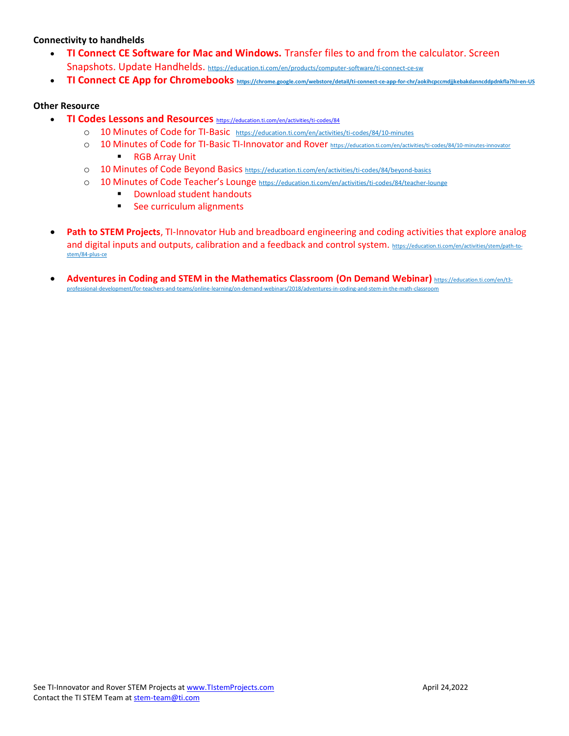**Connectivity to handhelds**

- **TI Connect CE Software for Mac and Windows.** Transfer files to and from the calculator. Screen Snapshots. Update Handhelds. https://education.ti.com/en/products/computer-software/ti-connect-ce-sw
- **TI Connect CE App for Chromebooks** https://chrome.google.com/webstore/detail/ti-connect-ce-app-for-chr/aokihcpccmdjjkebakdanncddpdnkfla?hl=en-US

**Other Resource**

- **TI Codes Lessons and Resources** https://education.ti.com/en/activities/ti-codes/84
  - 10 Minutes of Code for TI-Basic https://education.ti.com/en/activities/ti-codes/84/10-minutes
  - 10 Minutes of Code for TI-Basic TI-Innovator and Rover https://education.ti.com/en/activities/ti-codes/84/10-minutes-innovator
    - RGB Array Unit
  - 10 Minutes of Code Beyond Basics https://education.ti.com/en/activities/ti-codes/84/beyond-basics
  - 10 Minutes of Code Teacher's Lounge https://education.ti.com/en/activities/ti-codes/84/teacher-lounge
    - Download student handouts
    - See curriculum alignments

- **Path to STEM Projects**, TI-Innovator Hub and breadboard engineering and coding activities that explore analog and digital inputs and outputs, calibration and a feedback and control system. https://education.ti.com/en/activities/stem/path-to-stem/84-plus-ce

- **Adventures in Coding and STEM in the Mathematics Classroom (On Demand Webinar)** https://education.ti.com/en/t3-professional-development/for-teachers-and-teams/online-learning/on-demand-webinars/2018/adventures-in-coding-and-stem-in-the-math-classroom

See TI-Innovator and Rover STEM Projects at www.TIstemProjects.com
Contact the TI STEM Team at stem-team@ti.com

April 24,2022